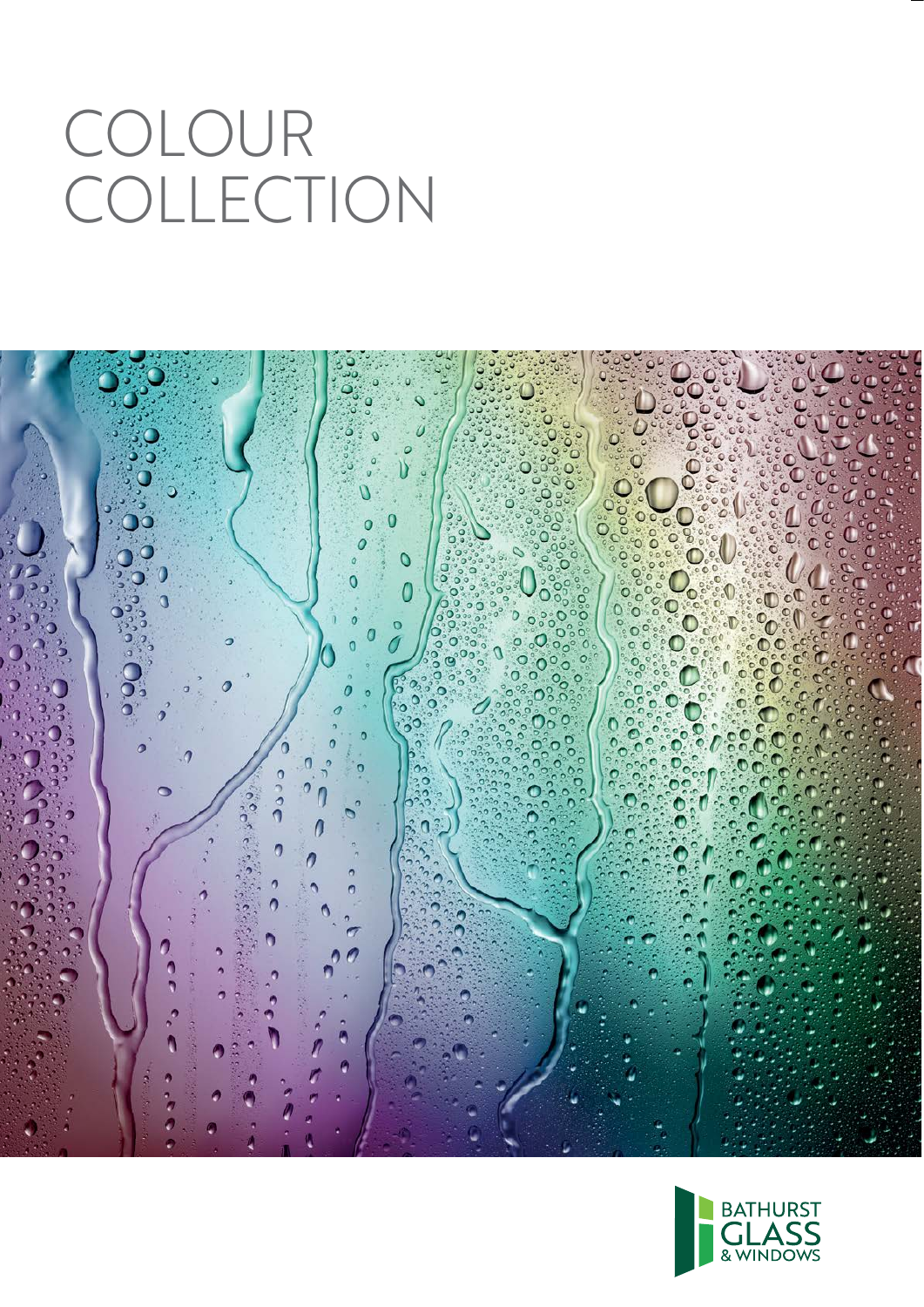# COLOUR COLLECTION

BATHURST GLASS & WINDOWS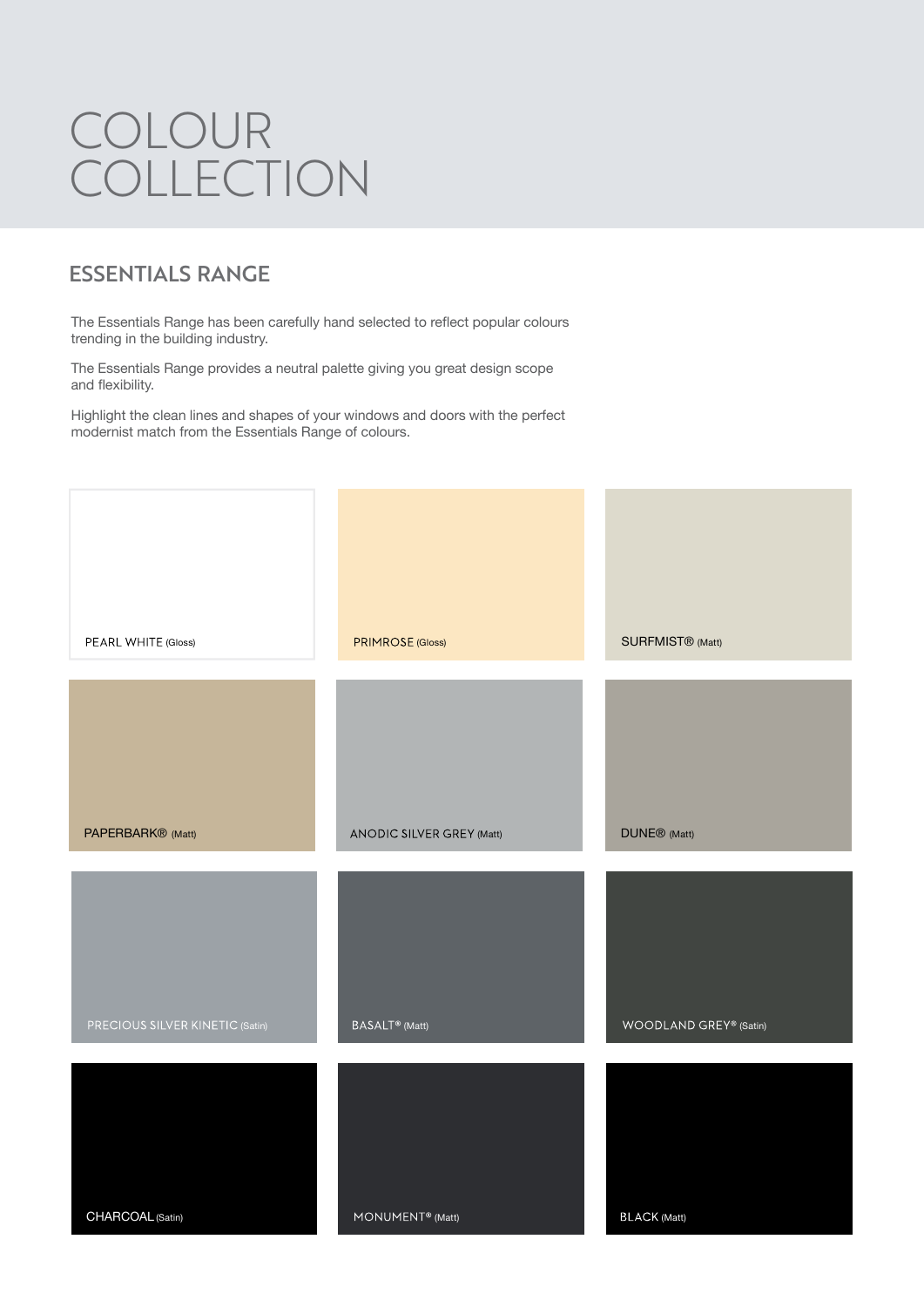# COLOUR COLLECTION

## ESSENTIALS RANGE

The Essentials Range has been carefully hand selected to reflect popular colours trending in the building industry.

The Essentials Range provides a neutral palette giving you great design scope and flexibility.

Highlight the clean lines and shapes of your windows and doors with the perfect modernist match from the Essentials Range of colours.

PEARL WHITE (Gloss)

PRIMROSE (Gloss)

SURFMIST® (Matt)

PAPERBARK® (Matt)

ANODIC SILVER GREY (Matt)

DUNE® (Matt)

PRECIOUS SILVER KINETIC (Satin)

BASALT® (Matt)

WOODLAND GREY® (Satin)

CHARCOAL (Satin)

MONUMENT® (Matt)

BLACK (Matt)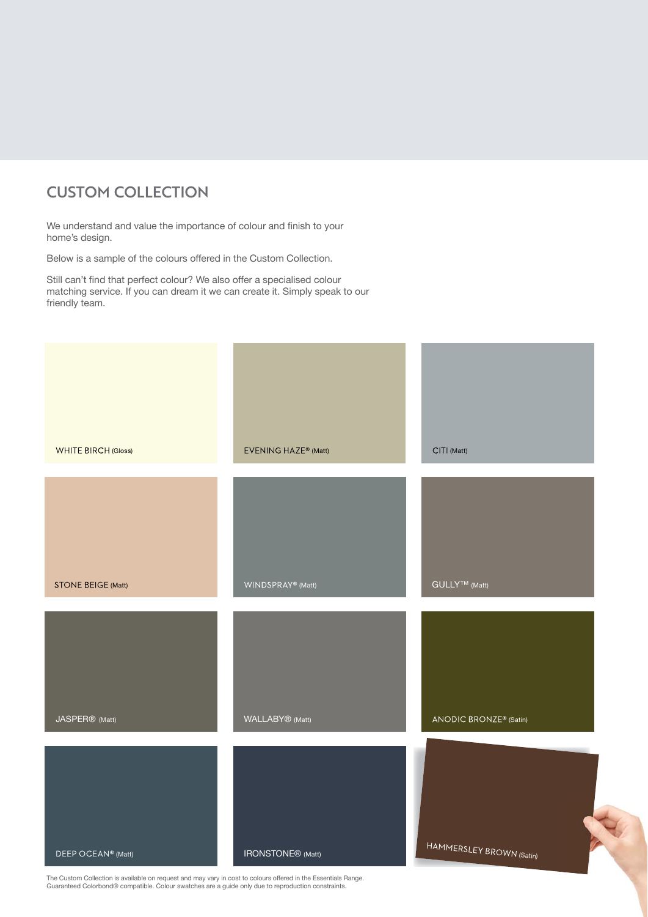## CUSTOM COLLECTION

We understand and value the importance of colour and finish to your home's design.

Below is a sample of the colours offered in the Custom Collection.

Still can't find that perfect colour? We also offer a specialised colour matching service. If you can dream it we can create it. Simply speak to our friendly team.

WHITE BIRCH (Gloss)

EVENING HAZE® (Matt)

CITI (Matt)

STONE BEIGE (Matt)

WINDSPRAY® (Matt)

GULLY™ (Matt)

JASPER® (Matt)

WALLABY® (Matt)

ANODIC BRONZE® (Satin)

DEEP OCEAN® (Matt)

IRONSTONE® (Matt)

HAMMERSLEY BROWN (Satin)

The Custom Collection is available on request and may vary in cost to colours offered in the Essentials Range.
Guaranteed Colorbond® compatible. Colour swatches are a guide only due to reproduction constraints.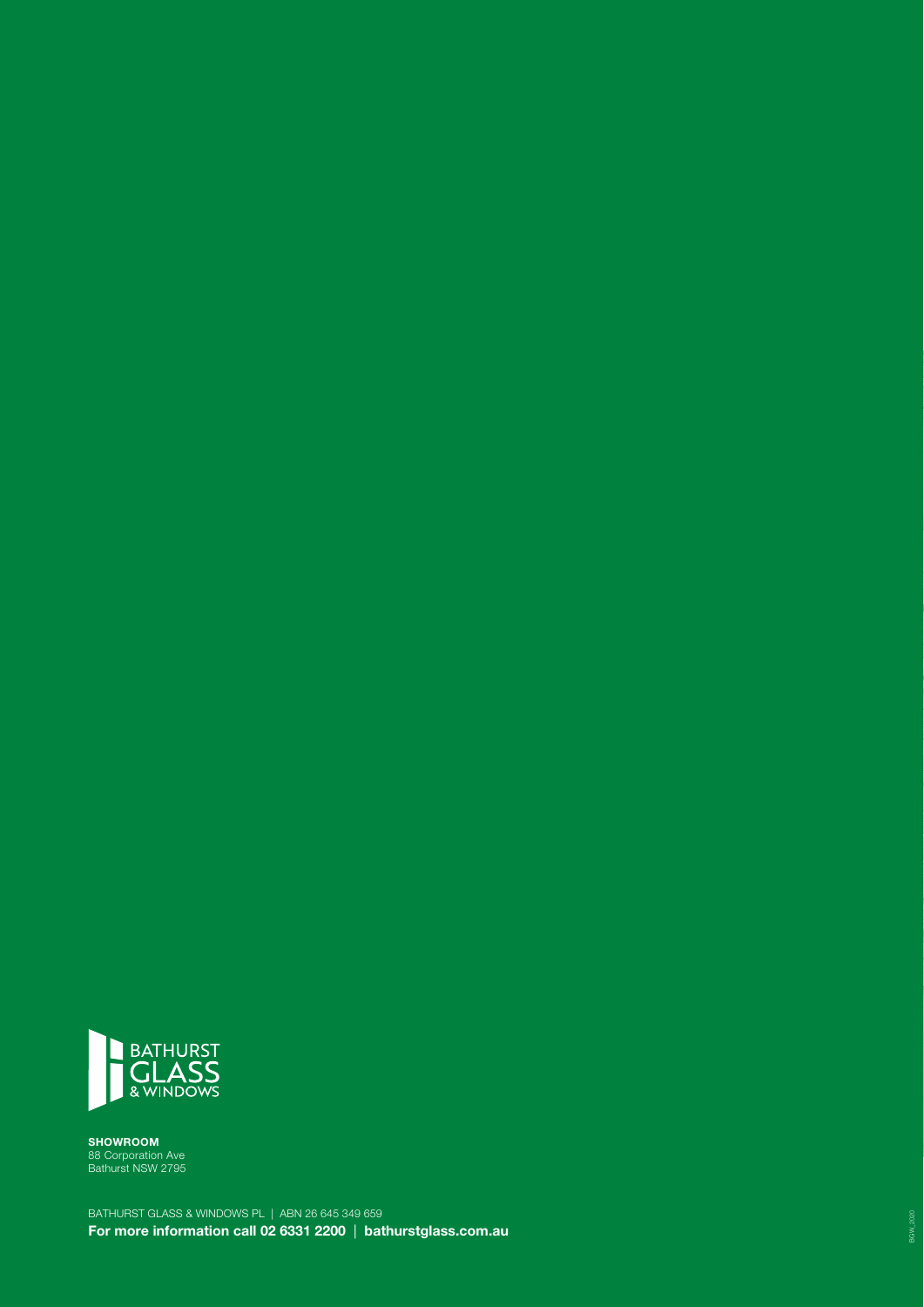BATHURST
GLASS
& WINDOWS

**SHOWROOM**
88 Corporation Ave
Bathurst NSW 2795

BATHURST GLASS & WINDOWS PL | ABN 26 645 349 659
**For more information call 02 6331 2200 | bathurstglass.com.au**

BGW_2020